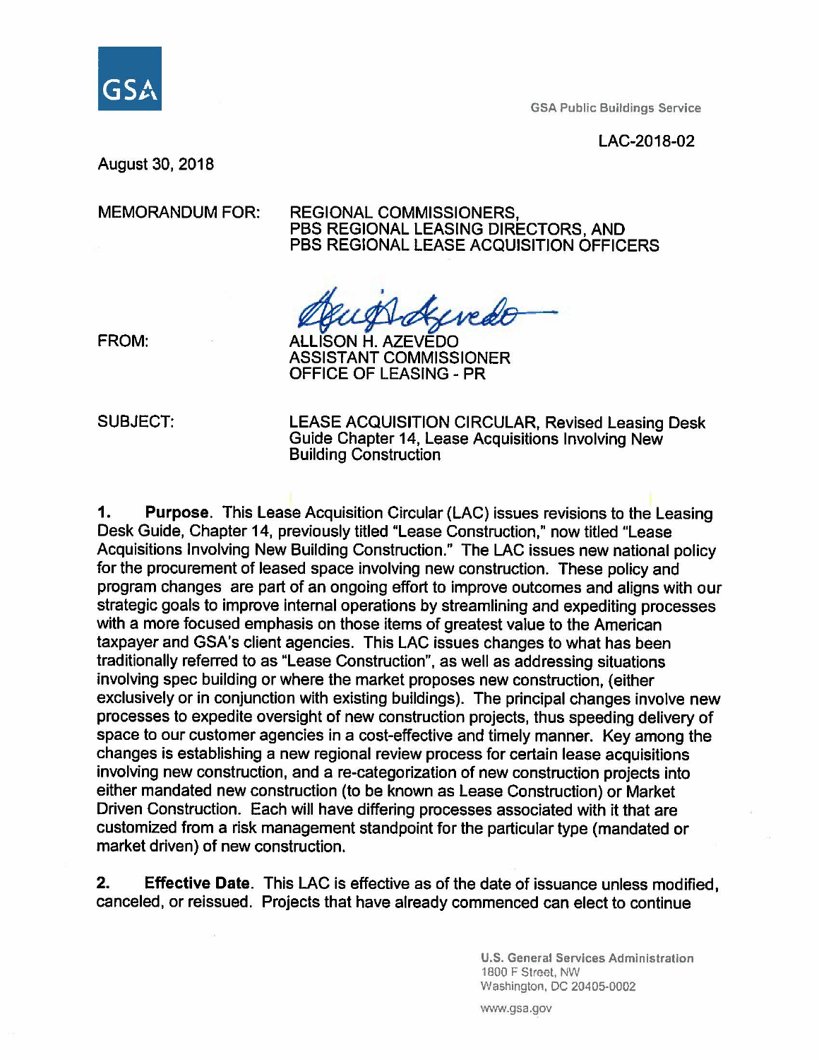GSA Public Buildings Service

LAC-2018-02

August 30, 2018

MEMORANDUM FOR: REGIONAL COMMISSIONERS, PBS REGIONAL LEASING DIRECTORS, AND PBS REGIONAL LEASE ACQUISITION OFFICERS

FROM: ALLISON H. AZEVEDO
ASSISTANT COMMISSIONER
OFFICE OF LEASING - PR

SUBJECT: LEASE ACQUISITION CIRCULAR, Revised Leasing Desk Guide Chapter 14, Lease Acquisitions Involving New Building Construction

**1. Purpose**. This Lease Acquisition Circular (LAC) issues revisions to the Leasing Desk Guide, Chapter 14, previously titled "Lease Construction," now titled "Lease Acquisitions Involving New Building Construction." The LAC issues new national policy for the procurement of leased space involving new construction. These policy and program changes are part of an ongoing effort to improve outcomes and aligns with our strategic goals to improve internal operations by streamlining and expediting processes with a more focused emphasis on those items of greatest value to the American taxpayer and GSA's client agencies. This LAC issues changes to what has been traditionally referred to as "Lease Construction", as well as addressing situations involving spec building or where the market proposes new construction, (either exclusively or in conjunction with existing buildings). The principal changes involve new processes to expedite oversight of new construction projects, thus speeding delivery of space to our customer agencies in a cost-effective and timely manner. Key among the changes is establishing a new regional review process for certain lease acquisitions involving new construction, and a re-categorization of new construction projects into either mandated new construction (to be known as Lease Construction) or Market Driven Construction. Each will have differing processes associated with it that are customized from a risk management standpoint for the particular type (mandated or market driven) of new construction.

**2. Effective Date**. This LAC is effective as of the date of issuance unless modified, canceled, or reissued. Projects that have already commenced can elect to continue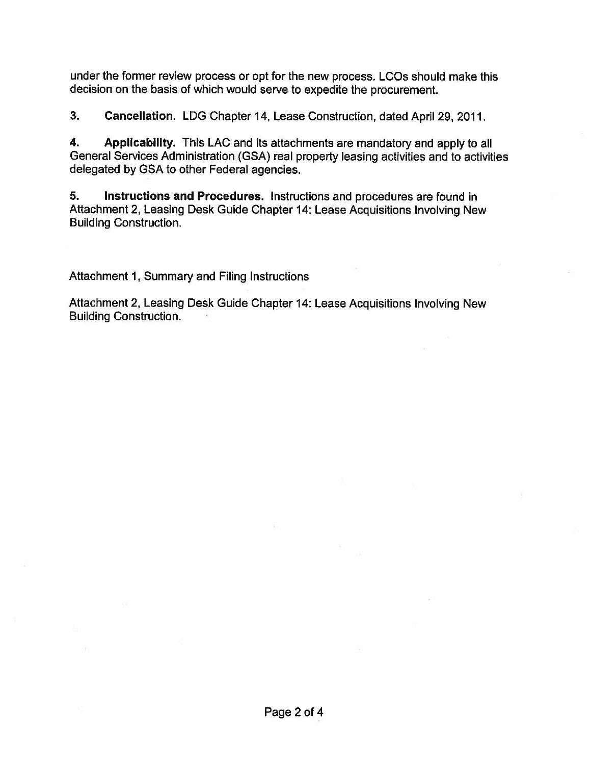under the former review process or opt for the new process. LCOs should make this decision on the basis of which would serve to expedite the procurement.

**3. Cancellation**. LDG Chapter 14, Lease Construction, dated April 29, 2011.

**4. Applicability.** This LAC and its attachments are mandatory and apply to all General Services Administration (GSA) real property leasing activities and to activities delegated by GSA to other Federal agencies.

**5. Instructions and Procedures.** Instructions and procedures are found in Attachment 2, Leasing Desk Guide Chapter 14: Lease Acquisitions Involving New Building Construction.

Attachment 1, Summary and Filing Instructions

Attachment 2, Leasing Desk Guide Chapter 14: Lease Acquisitions Involving New Building Construction.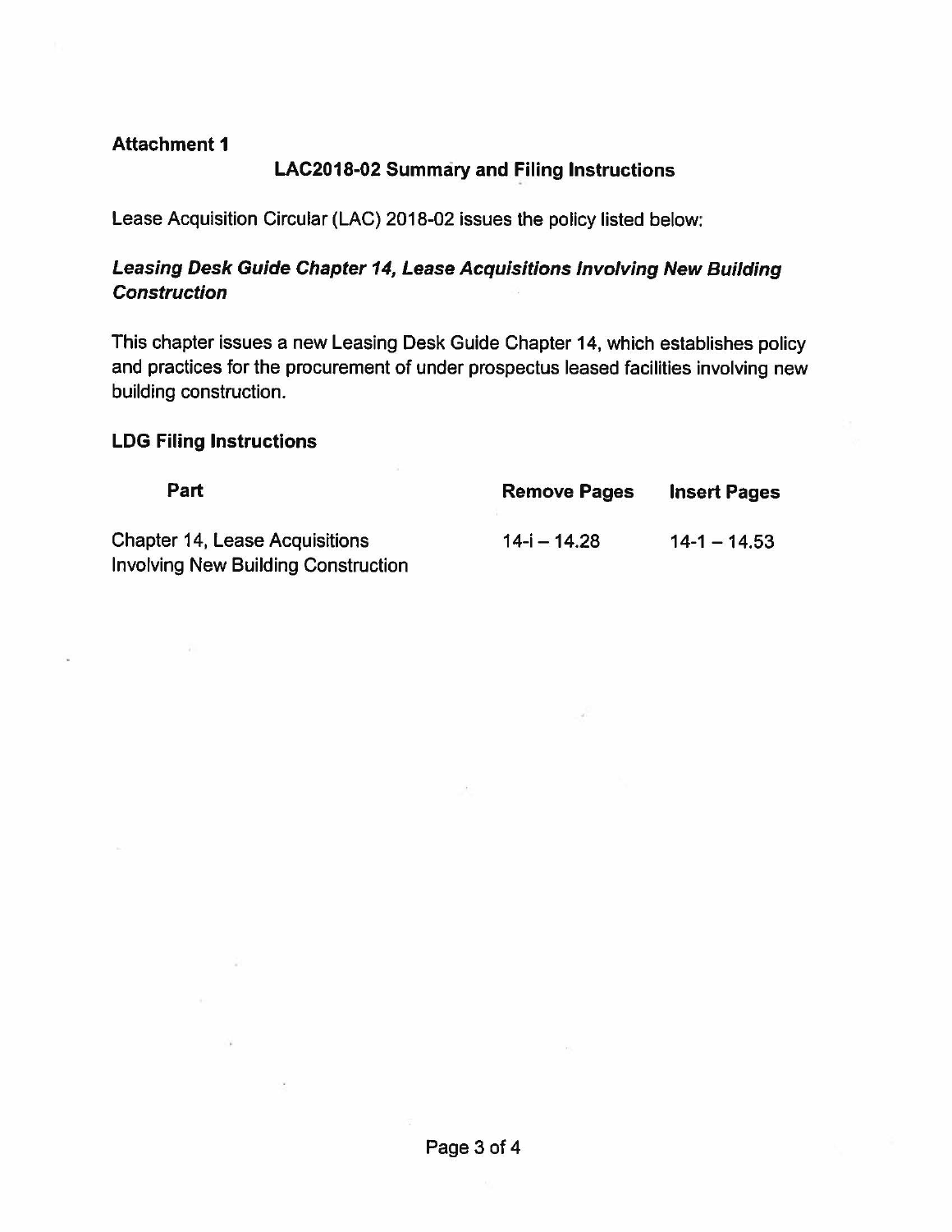**Attachment 1**

## LAC2018-02 Summary and Filing Instructions

Lease Acquisition Circular (LAC) 2018-02 issues the policy listed below:

### *Leasing Desk Guide Chapter 14, Lease Acquisitions Involving New Building Construction*

This chapter issues a new Leasing Desk Guide Chapter 14, which establishes policy and practices for the procurement of under prospectus leased facilities involving new building construction.

### LDG Filing Instructions

| Part | Remove Pages | Insert Pages |
|---|---|---|
| Chapter 14, Lease Acquisitions Involving New Building Construction | 14-i – 14.28 | 14-1 – 14.53 |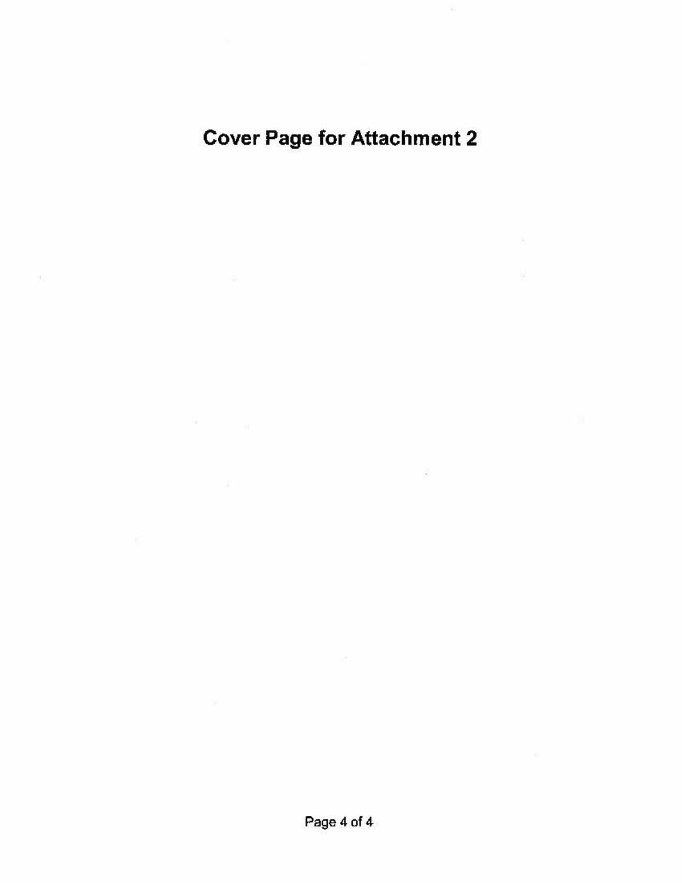# Cover Page for Attachment 2